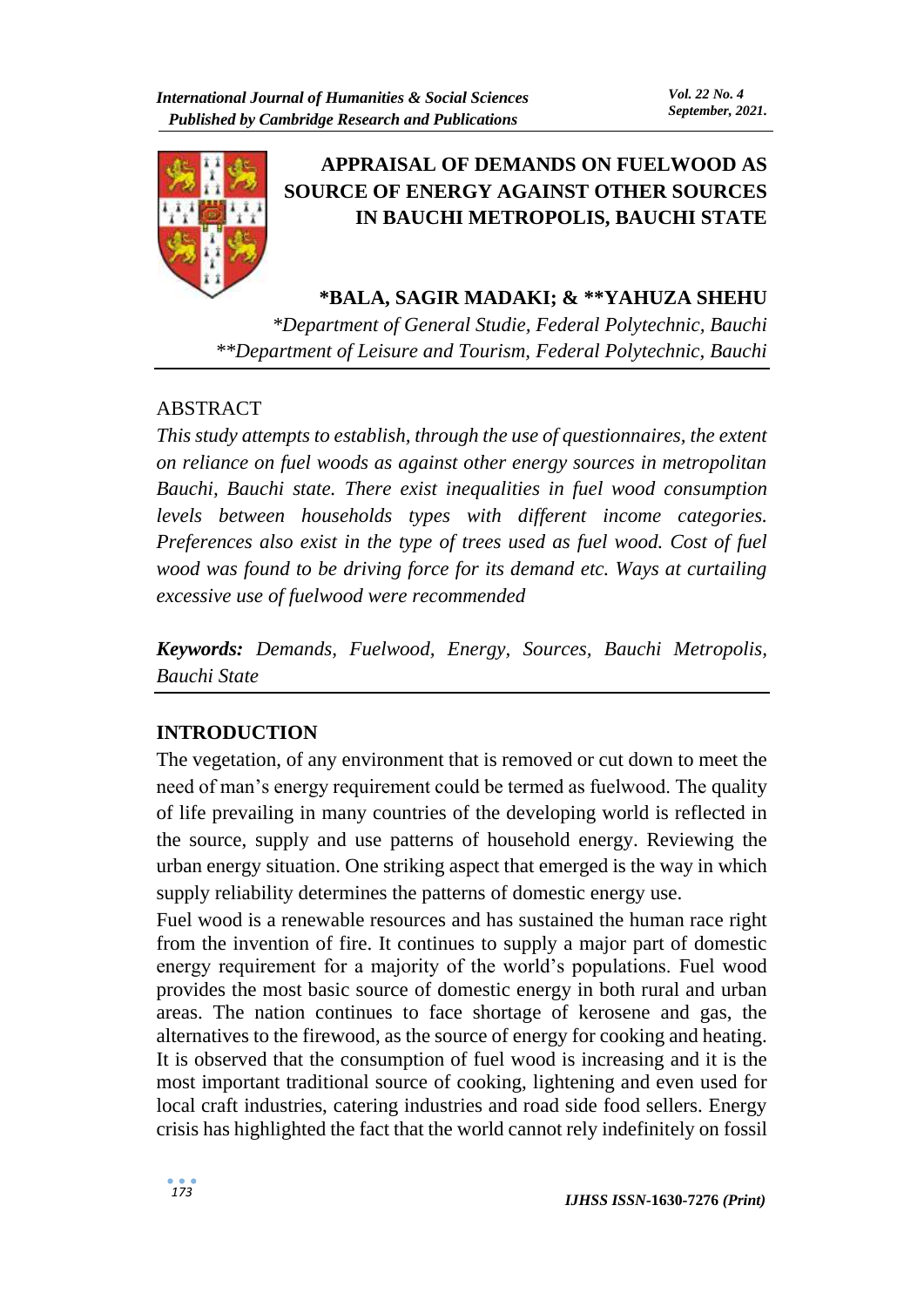# APPRAISAL OF DEMANDS ON FUELWOOD AS SOURCE OF ENERGY AGAINST OTHER SOURCES IN BAUCHI METROPOLIS, BAUCHI STATE

**\*BALA, SAGIR MADAKI; & \*\*YAHUZA SHEHU**

*\*Department of General Studie, Federal Polytechnic, Bauchi*
*\*\*Department of Leisure and Tourism, Federal Polytechnic, Bauchi*

## ABSTRACT

*This study attempts to establish, through the use of questionnaires, the extent on reliance on fuel woods as against other energy sources in metropolitan Bauchi, Bauchi state. There exist inequalities in fuel wood consumption levels between households types with different income categories. Preferences also exist in the type of trees used as fuel wood. Cost of fuel wood was found to be driving force for its demand etc. Ways at curtailing excessive use of fuelwood were recommended*

***Keywords:*** *Demands, Fuelwood, Energy, Sources, Bauchi Metropolis, Bauchi State*

## INTRODUCTION

The vegetation, of any environment that is removed or cut down to meet the need of man's energy requirement could be termed as fuelwood. The quality of life prevailing in many countries of the developing world is reflected in the source, supply and use patterns of household energy. Reviewing the urban energy situation. One striking aspect that emerged is the way in which supply reliability determines the patterns of domestic energy use.

Fuel wood is a renewable resources and has sustained the human race right from the invention of fire. It continues to supply a major part of domestic energy requirement for a majority of the world's populations. Fuel wood provides the most basic source of domestic energy in both rural and urban areas. The nation continues to face shortage of kerosene and gas, the alternatives to the firewood, as the source of energy for cooking and heating. It is observed that the consumption of fuel wood is increasing and it is the most important traditional source of cooking, lightening and even used for local craft industries, catering industries and road side food sellers. Energy crisis has highlighted the fact that the world cannot rely indefinitely on fossil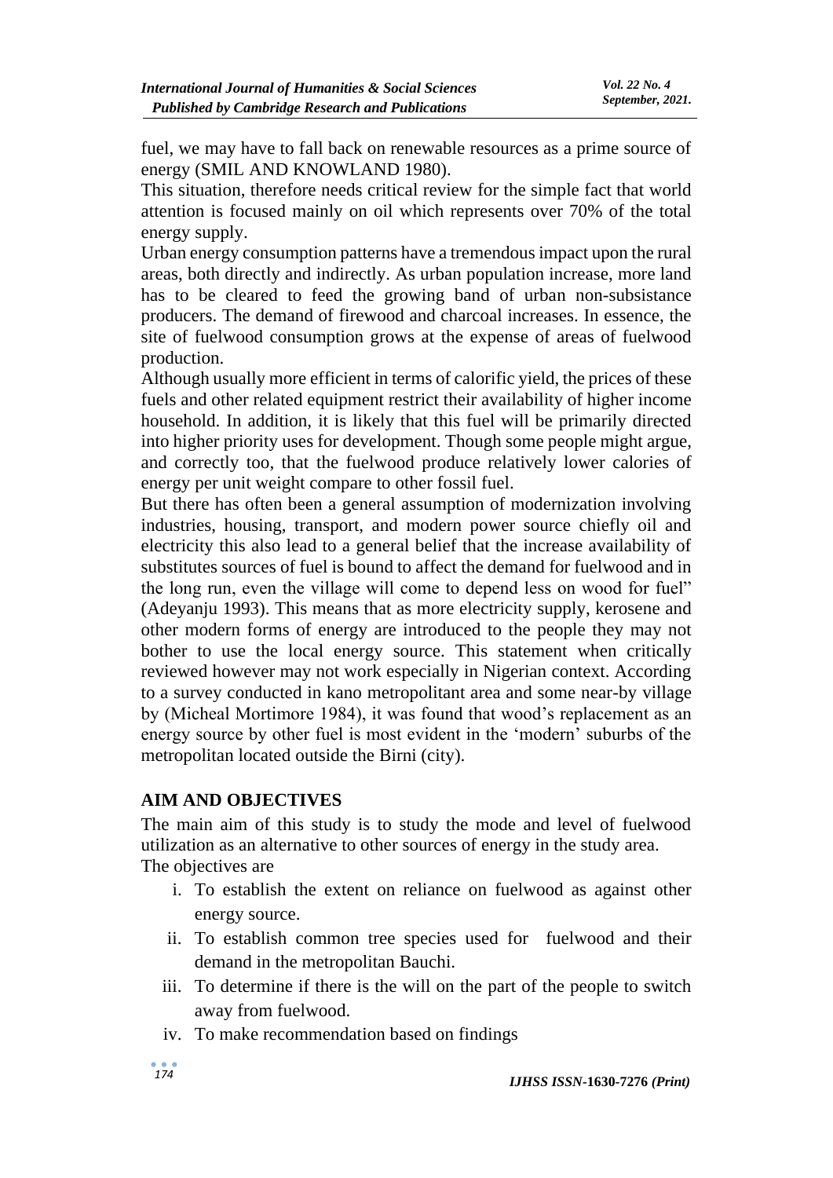fuel, we may have to fall back on renewable resources as a prime source of energy (SMIL AND KNOWLAND 1980).

This situation, therefore needs critical review for the simple fact that world attention is focused mainly on oil which represents over 70% of the total energy supply.

Urban energy consumption patterns have a tremendous impact upon the rural areas, both directly and indirectly. As urban population increase, more land has to be cleared to feed the growing band of urban non-subsistance producers. The demand of firewood and charcoal increases. In essence, the site of fuelwood consumption grows at the expense of areas of fuelwood production.

Although usually more efficient in terms of calorific yield, the prices of these fuels and other related equipment restrict their availability of higher income household. In addition, it is likely that this fuel will be primarily directed into higher priority uses for development. Though some people might argue, and correctly too, that the fuelwood produce relatively lower calories of energy per unit weight compare to other fossil fuel.

But there has often been a general assumption of modernization involving industries, housing, transport, and modern power source chiefly oil and electricity this also lead to a general belief that the increase availability of substitutes sources of fuel is bound to affect the demand for fuelwood and in the long run, even the village will come to depend less on wood for fuel" (Adeyanju 1993). This means that as more electricity supply, kerosene and other modern forms of energy are introduced to the people they may not bother to use the local energy source. This statement when critically reviewed however may not work especially in Nigerian context. According to a survey conducted in kano metropolitant area and some near-by village by (Micheal Mortimore 1984), it was found that wood's replacement as an energy source by other fuel is most evident in the 'modern' suburbs of the metropolitan located outside the Birni (city).

## AIM AND OBJECTIVES

The main aim of this study is to study the mode and level of fuelwood utilization as an alternative to other sources of energy in the study area.

The objectives are

i. To establish the extent on reliance on fuelwood as against other energy source.
ii. To establish common tree species used for fuelwood and their demand in the metropolitan Bauchi.
iii. To determine if there is the will on the part of the people to switch away from fuelwood.
iv. To make recommendation based on findings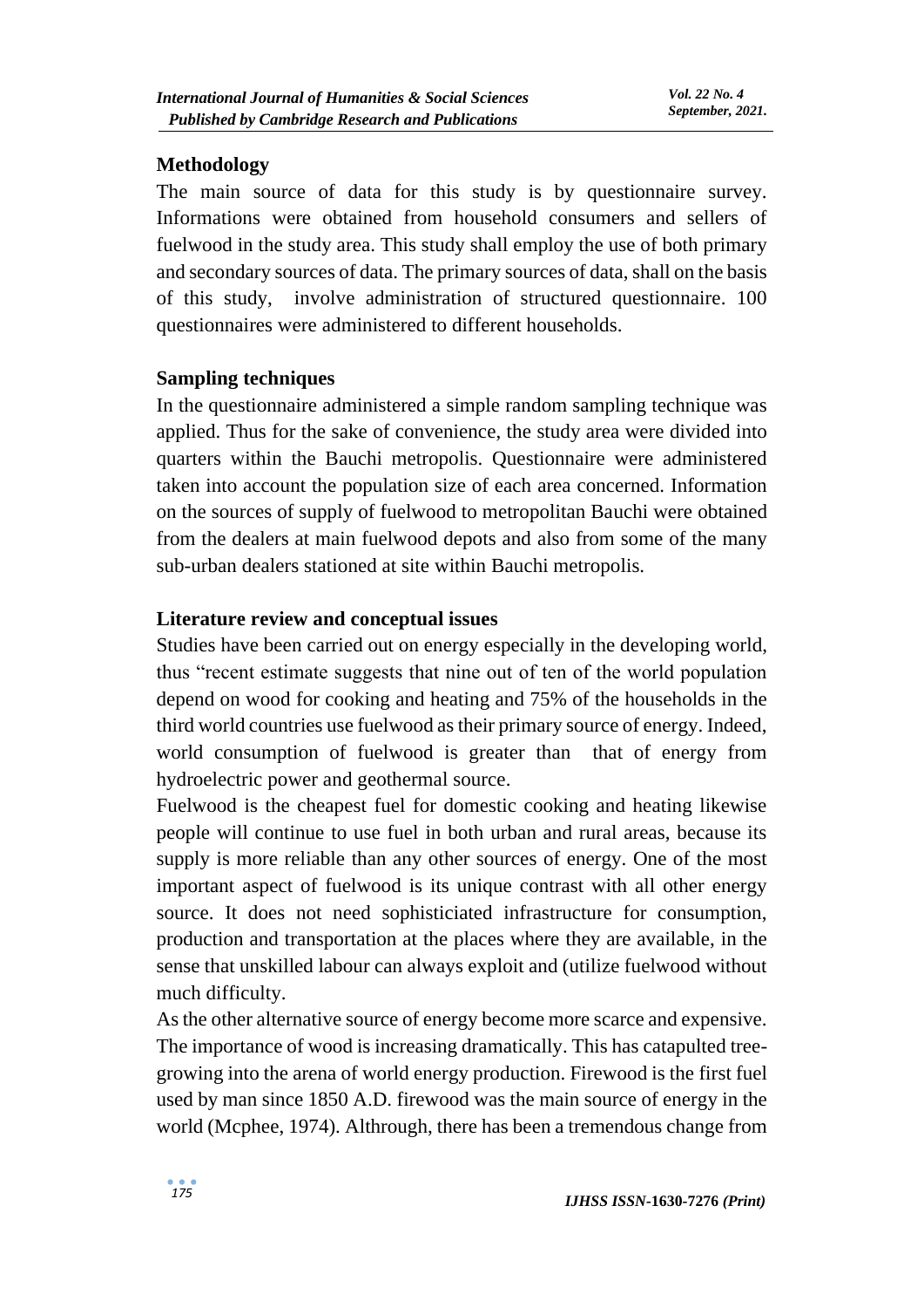## Methodology

The main source of data for this study is by questionnaire survey. Informations were obtained from household consumers and sellers of fuelwood in the study area. This study shall employ the use of both primary and secondary sources of data. The primary sources of data, shall on the basis of this study, involve administration of structured questionnaire. 100 questionnaires were administered to different households.

## Sampling techniques

In the questionnaire administered a simple random sampling technique was applied. Thus for the sake of convenience, the study area were divided into quarters within the Bauchi metropolis. Questionnaire were administered taken into account the population size of each area concerned. Information on the sources of supply of fuelwood to metropolitan Bauchi were obtained from the dealers at main fuelwood depots and also from some of the many sub-urban dealers stationed at site within Bauchi metropolis.

## Literature review and conceptual issues

Studies have been carried out on energy especially in the developing world, thus "recent estimate suggests that nine out of ten of the world population depend on wood for cooking and heating and 75% of the households in the third world countries use fuelwood as their primary source of energy. Indeed, world consumption of fuelwood is greater than that of energy from hydroelectric power and geothermal source.

Fuelwood is the cheapest fuel for domestic cooking and heating likewise people will continue to use fuel in both urban and rural areas, because its supply is more reliable than any other sources of energy. One of the most important aspect of fuelwood is its unique contrast with all other energy source. It does not need sophisticiated infrastructure for consumption, production and transportation at the places where they are available, in the sense that unskilled labour can always exploit and (utilize fuelwood without much difficulty.

As the other alternative source of energy become more scarce and expensive. The importance of wood is increasing dramatically. This has catapulted tree-growing into the arena of world energy production. Firewood is the first fuel used by man since 1850 A.D. firewood was the main source of energy in the world (Mcphee, 1974). Althrough, there has been a tremendous change from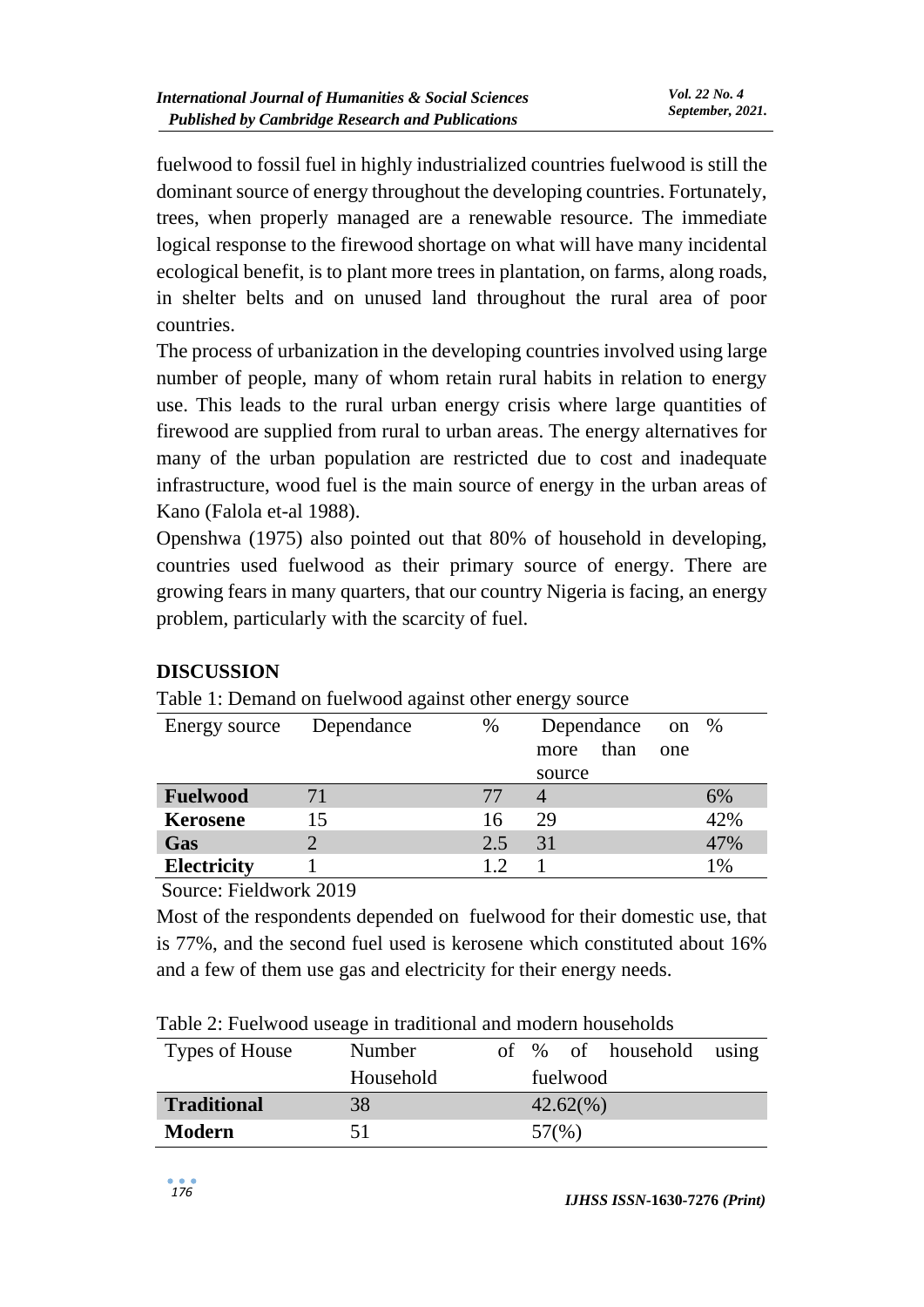fuelwood to fossil fuel in highly industrialized countries fuelwood is still the dominant source of energy throughout the developing countries. Fortunately, trees, when properly managed are a renewable resource. The immediate logical response to the firewood shortage on what will have many incidental ecological benefit, is to plant more trees in plantation, on farms, along roads, in shelter belts and on unused land throughout the rural area of poor countries.

The process of urbanization in the developing countries involved using large number of people, many of whom retain rural habits in relation to energy use. This leads to the rural urban energy crisis where large quantities of firewood are supplied from rural to urban areas. The energy alternatives for many of the urban population are restricted due to cost and inadequate infrastructure, wood fuel is the main source of energy in the urban areas of Kano (Falola et-al 1988).

Openshwa (1975) also pointed out that 80% of household in developing, countries used fuelwood as their primary source of energy. There are growing fears in many quarters, that our country Nigeria is facing, an energy problem, particularly with the scarcity of fuel.

## DISCUSSION

Table 1: Demand on fuelwood against other energy source

| Energy source | Dependance | % | Dependance on more than one source | % |
|---|---|---|---|---|
| **Fuelwood** | 71 | 77 | 4 | 6% |
| **Kerosene** | 15 | 16 | 29 | 42% |
| **Gas** | 2 | 2.5 | 31 | 47% |
| **Electricity** | 1 | 1.2 | 1 | 1% |

Source: Fieldwork 2019

Most of the respondents depended on fuelwood for their domestic use, that is 77%, and the second fuel used is kerosene which constituted about 16% and a few of them use gas and electricity for their energy needs.

Table 2: Fuelwood useage in traditional and modern households

| Types of House | Number of Household | % of household using fuelwood |
|---|---|---|
| **Traditional** | 38 | 42.62(%) |
| **Modern** | 51 | 57(%) |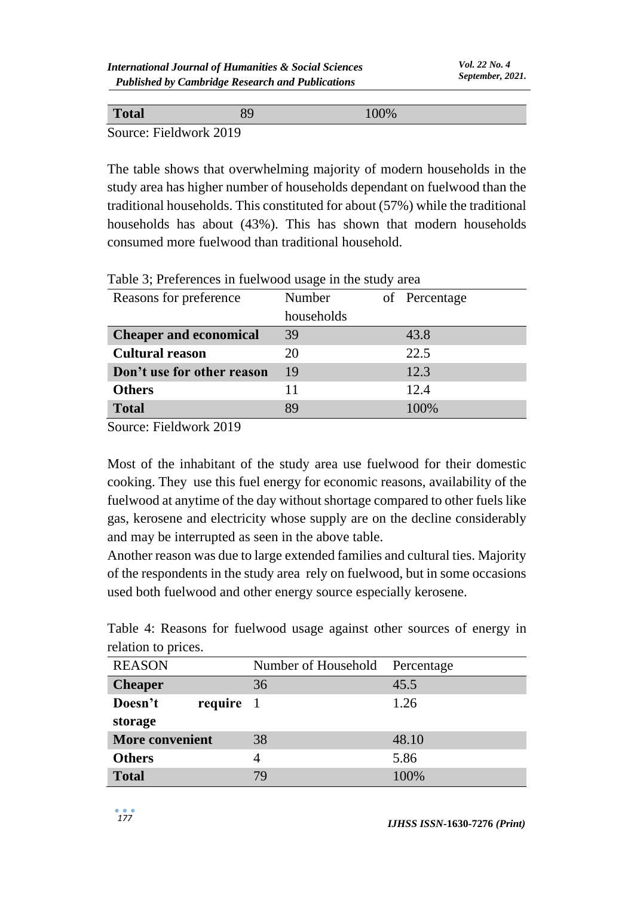| **Total** | 89 | 100% |
|---|---|---|

Source: Fieldwork 2019

The table shows that overwhelming majority of modern households in the study area has higher number of households dependant on fuelwood than the traditional households. This constituted for about (57%) while the traditional households has about (43%). This has shown that modern households consumed more fuelwood than traditional household.

Table 3; Preferences in fuelwood usage in the study area

| Reasons for preference | Number of households | Percentage |
|---|---|---|
| **Cheaper and economical** | 39 | 43.8 |
| **Cultural reason** | 20 | 22.5 |
| **Don't use for other reason** | 19 | 12.3 |
| **Others** | 11 | 12.4 |
| **Total** | 89 | 100% |

Source: Fieldwork 2019

Most of the inhabitant of the study area use fuelwood for their domestic cooking. They use this fuel energy for economic reasons, availability of the fuelwood at anytime of the day without shortage compared to other fuels like gas, kerosene and electricity whose supply are on the decline considerably and may be interrupted as seen in the above table.

Another reason was due to large extended families and cultural ties. Majority of the respondents in the study area rely on fuelwood, but in some occasions used both fuelwood and other energy source especially kerosene.

Table 4: Reasons for fuelwood usage against other sources of energy in relation to prices.

| REASON | Number of Household | Percentage |
|---|---|---|
| **Cheaper** | 36 | 45.5 |
| **Doesn't require storage** | 1 | 1.26 |
| **More convenient** | 38 | 48.10 |
| **Others** | 4 | 5.86 |
| **Total** | 79 | 100% |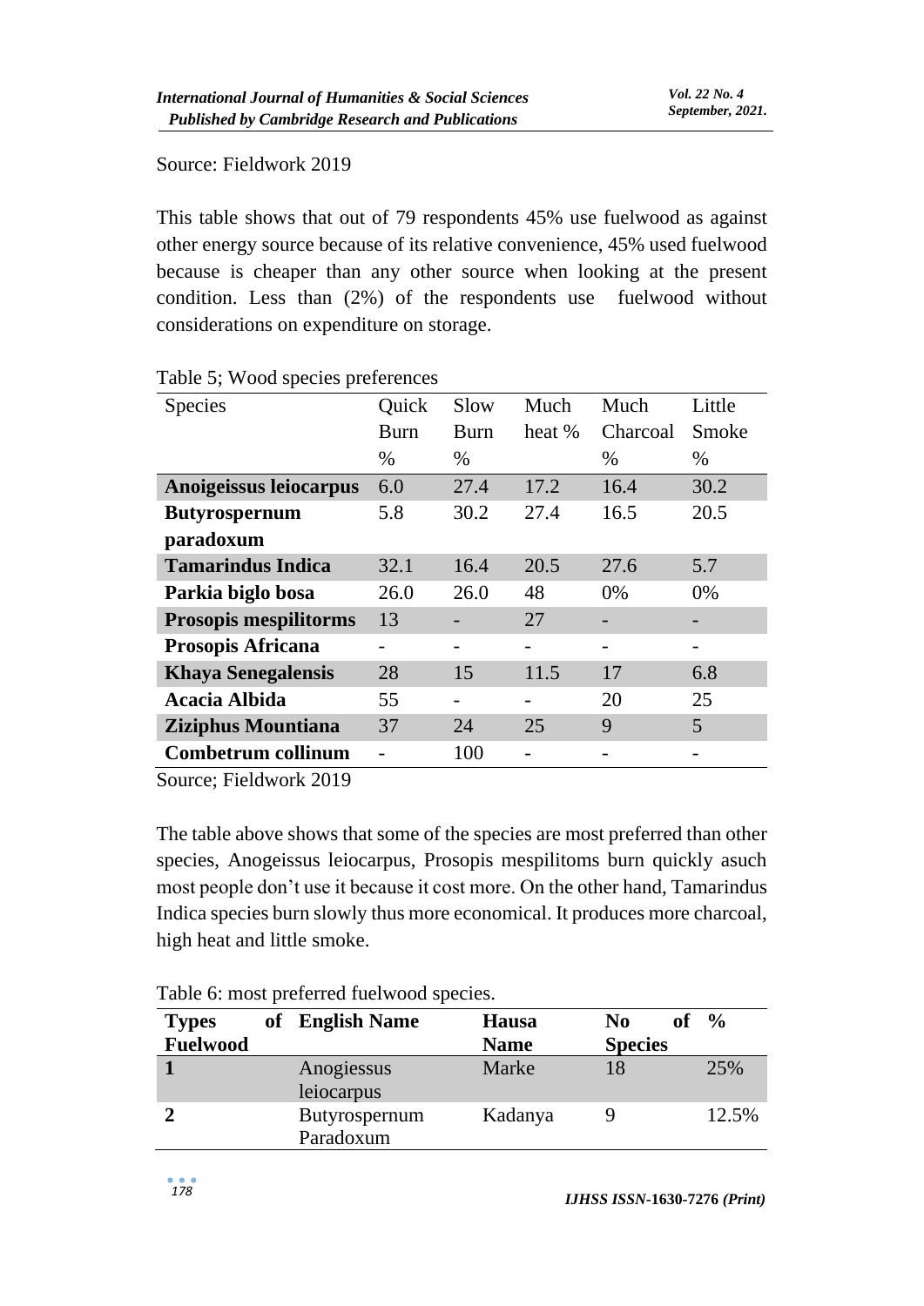Source: Fieldwork 2019

This table shows that out of 79 respondents 45% use fuelwood as against other energy source because of its relative convenience, 45% used fuelwood because is cheaper than any other source when looking at the present condition. Less than (2%) of the respondents use fuelwood without considerations on expenditure on storage.

Table 5; Wood species preferences

| Species | Quick Burn % | Slow Burn % | Much heat % | Much Charcoal % | Little Smoke % |
|---|---|---|---|---|---|
| **Anoigeissus leiocarpus** | 6.0 | 27.4 | 17.2 | 16.4 | 30.2 |
| **Butyrospernum paradoxum** | 5.8 | 30.2 | 27.4 | 16.5 | 20.5 |
| **Tamarindus Indica** | 32.1 | 16.4 | 20.5 | 27.6 | 5.7 |
| **Parkia biglo bosa** | 26.0 | 26.0 | 48 | 0% | 0% |
| **Prosopis mespilitorms** | 13 | - | 27 | - | - |
| **Prosopis Africana** | - | - | - | - | - |
| **Khaya Senegalensis** | 28 | 15 | 11.5 | 17 | 6.8 |
| **Acacia Albida** | 55 | - | - | 20 | 25 |
| **Ziziphus Mountiana** | 37 | 24 | 25 | 9 | 5 |
| **Combetrum collinum** | - | 100 | - | - | - |

Source; Fieldwork 2019

The table above shows that some of the species are most preferred than other species, Anogeissus leiocarpus, Prosopis mespilitoms burn quickly asuch most people don't use it because it cost more. On the other hand, Tamarindus Indica species burn slowly thus more economical. It produces more charcoal, high heat and little smoke.

Table 6: most preferred fuelwood species.

| Types of Fuelwood | English Name | Hausa Name | No of Species | % |
|---|---|---|---|---|
| **1** | Anogiessus leiocarpus | Marke | 18 | 25% |
| **2** | Butyrospernum Paradoxum | Kadanya | 9 | 12.5% |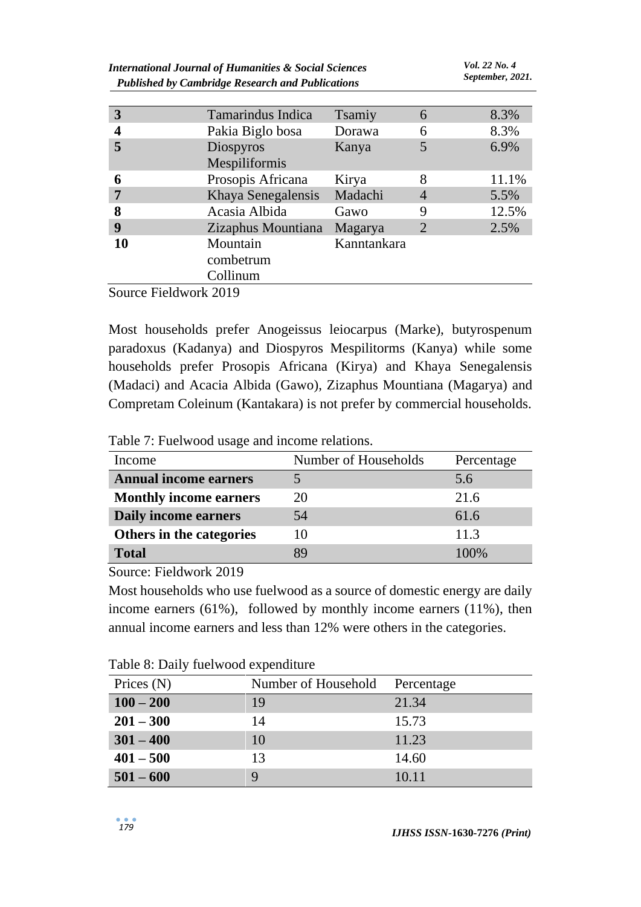| **3** | Tamarindus Indica | Tsamiy | 6 | 8.3% |
|---|---|---|---|---|
| **4** | Pakia Biglo bosa | Dorawa | 6 | 8.3% |
| **5** | Diospyros Mespiliformis | Kanya | 5 | 6.9% |
| **6** | Prosopis Africana | Kirya | 8 | 11.1% |
| **7** | Khaya Senegalensis | Madachi | 4 | 5.5% |
| **8** | Acasia Albida | Gawo | 9 | 12.5% |
| **9** | Zizaphus Mountiana | Magarya | 2 | 2.5% |
| **10** | Mountain combetrum Collinum | Kanntankara | | |

Source Fieldwork 2019

Most households prefer Anogeissus leiocarpus (Marke), butyrospenum paradoxus (Kadanya) and Diospyros Mespilitorms (Kanya) while some households prefer Prosopis Africana (Kirya) and Khaya Senegalensis (Madaci) and Acacia Albida (Gawo), Zizaphus Mountiana (Magarya) and Compretam Coleinum (Kantakara) is not prefer by commercial households.

Table 7: Fuelwood usage and income relations.

| Income | Number of Households | Percentage |
|---|---|---|
| **Annual income earners** | 5 | 5.6 |
| **Monthly income earners** | 20 | 21.6 |
| **Daily income earners** | 54 | 61.6 |
| **Others in the categories** | 10 | 11.3 |
| **Total** | 89 | 100% |

Source: Fieldwork 2019

Most households who use fuelwood as a source of domestic energy are daily income earners (61%), followed by monthly income earners (11%), then annual income earners and less than 12% were others in the categories.

Table 8: Daily fuelwood expenditure

| Prices (N) | Number of Household | Percentage |
|---|---|---|
| **100 – 200** | 19 | 21.34 |
| **201 – 300** | 14 | 15.73 |
| **301 – 400** | 10 | 11.23 |
| **401 – 500** | 13 | 14.60 |
| **501 – 600** | 9 | 10.11 |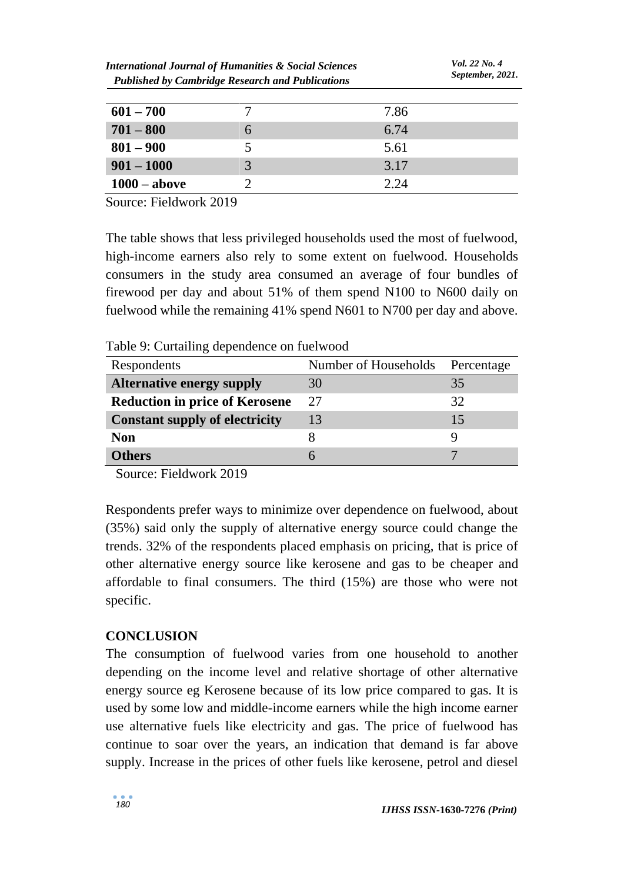| 601 – 700 | 7 | 7.86 |
|---|---|---|
| 701 – 800 | 6 | 6.74 |
| 801 – 900 | 5 | 5.61 |
| 901 – 1000 | 3 | 3.17 |
| 1000 – above | 2 | 2.24 |

Source: Fieldwork 2019

The table shows that less privileged households used the most of fuelwood, high-income earners also rely to some extent on fuelwood. Households consumers in the study area consumed an average of four bundles of firewood per day and about 51% of them spend N100 to N600 daily on fuelwood while the remaining 41% spend N601 to N700 per day and above.

Table 9: Curtailing dependence on fuelwood

| Respondents | Number of Households | Percentage |
|---|---|---|
| **Alternative energy supply** | 30 | 35 |
| **Reduction in price of Kerosene** | 27 | 32 |
| **Constant supply of electricity** | 13 | 15 |
| **Non** | 8 | 9 |
| **Others** | 6 | 7 |

Source: Fieldwork 2019

Respondents prefer ways to minimize over dependence on fuelwood, about (35%) said only the supply of alternative energy source could change the trends. 32% of the respondents placed emphasis on pricing, that is price of other alternative energy source like kerosene and gas to be cheaper and affordable to final consumers. The third (15%) are those who were not specific.

## CONCLUSION

The consumption of fuelwood varies from one household to another depending on the income level and relative shortage of other alternative energy source eg Kerosene because of its low price compared to gas. It is used by some low and middle-income earners while the high income earner use alternative fuels like electricity and gas. The price of fuelwood has continue to soar over the years, an indication that demand is far above supply. Increase in the prices of other fuels like kerosene, petrol and diesel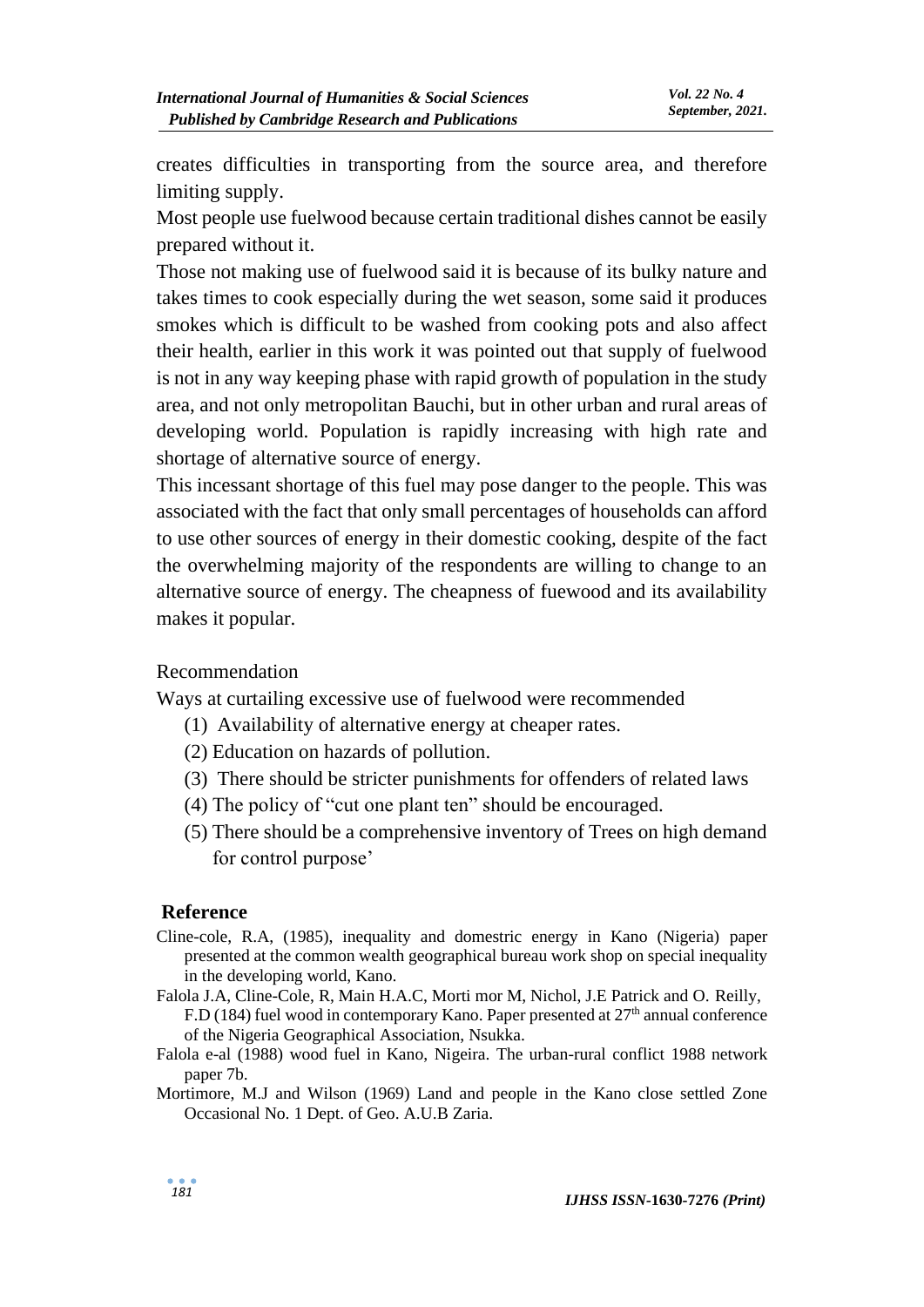creates difficulties in transporting from the source area, and therefore limiting supply.

Most people use fuelwood because certain traditional dishes cannot be easily prepared without it.

Those not making use of fuelwood said it is because of its bulky nature and takes times to cook especially during the wet season, some said it produces smokes which is difficult to be washed from cooking pots and also affect their health, earlier in this work it was pointed out that supply of fuelwood is not in any way keeping phase with rapid growth of population in the study area, and not only metropolitan Bauchi, but in other urban and rural areas of developing world. Population is rapidly increasing with high rate and shortage of alternative source of energy.

This incessant shortage of this fuel may pose danger to the people. This was associated with the fact that only small percentages of households can afford to use other sources of energy in their domestic cooking, despite of the fact the overwhelming majority of the respondents are willing to change to an alternative source of energy. The cheapness of fuewood and its availability makes it popular.

## Recommendation

Ways at curtailing excessive use of fuelwood were recommended

(1) Availability of alternative energy at cheaper rates.
(2) Education on hazards of pollution.
(3) There should be stricter punishments for offenders of related laws
(4) The policy of "cut one plant ten" should be encouraged.
(5) There should be a comprehensive inventory of Trees on high demand for control purpose'

## Reference

Cline-cole, R.A, (1985), inequality and domestric energy in Kano (Nigeria) paper presented at the common wealth geographical bureau work shop on special inequality in the developing world, Kano.

Falola J.A, Cline-Cole, R, Main H.A.C, Morti mor M, Nichol, J.E Patrick and O. Reilly, F.D (184) fuel wood in contemporary Kano. Paper presented at 27th annual conference of the Nigeria Geographical Association, Nsukka.

Falola e-al (1988) wood fuel in Kano, Nigeira. The urban-rural conflict 1988 network paper 7b.

Mortimore, M.J and Wilson (1969) Land and people in the Kano close settled Zone Occasional No. 1 Dept. of Geo. A.U.B Zaria.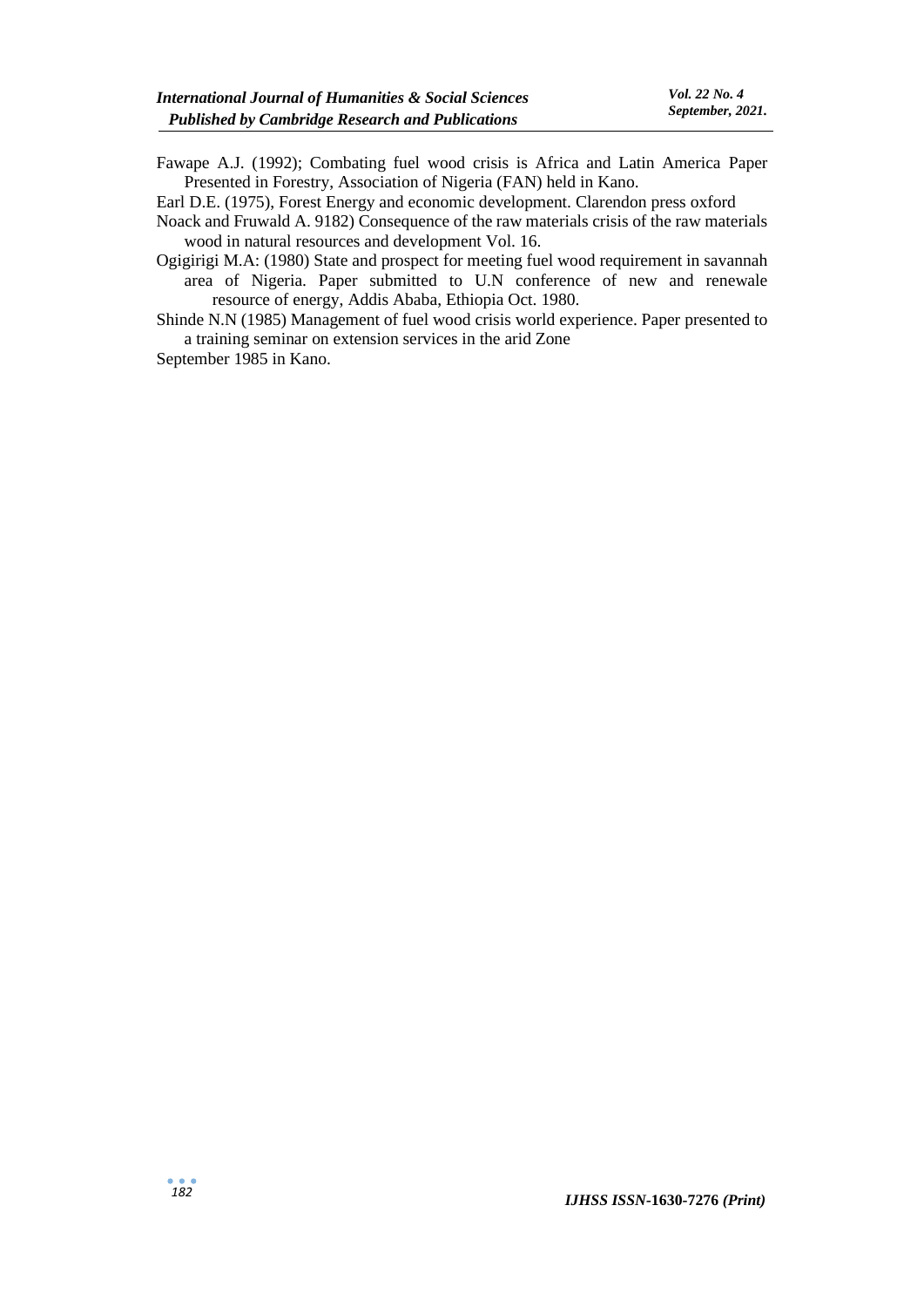Fawape A.J. (1992); Combating fuel wood crisis is Africa and Latin America Paper Presented in Forestry, Association of Nigeria (FAN) held in Kano.

Earl D.E. (1975), Forest Energy and economic development. Clarendon press oxford

Noack and Fruwald A. 9182) Consequence of the raw materials crisis of the raw materials wood in natural resources and development Vol. 16.

Ogigirigi M.A: (1980) State and prospect for meeting fuel wood requirement in savannah area of Nigeria. Paper submitted to U.N conference of new and renewale resource of energy, Addis Ababa, Ethiopia Oct. 1980.

Shinde N.N (1985) Management of fuel wood crisis world experience. Paper presented to a training seminar on extension services in the arid Zone

September 1985 in Kano.